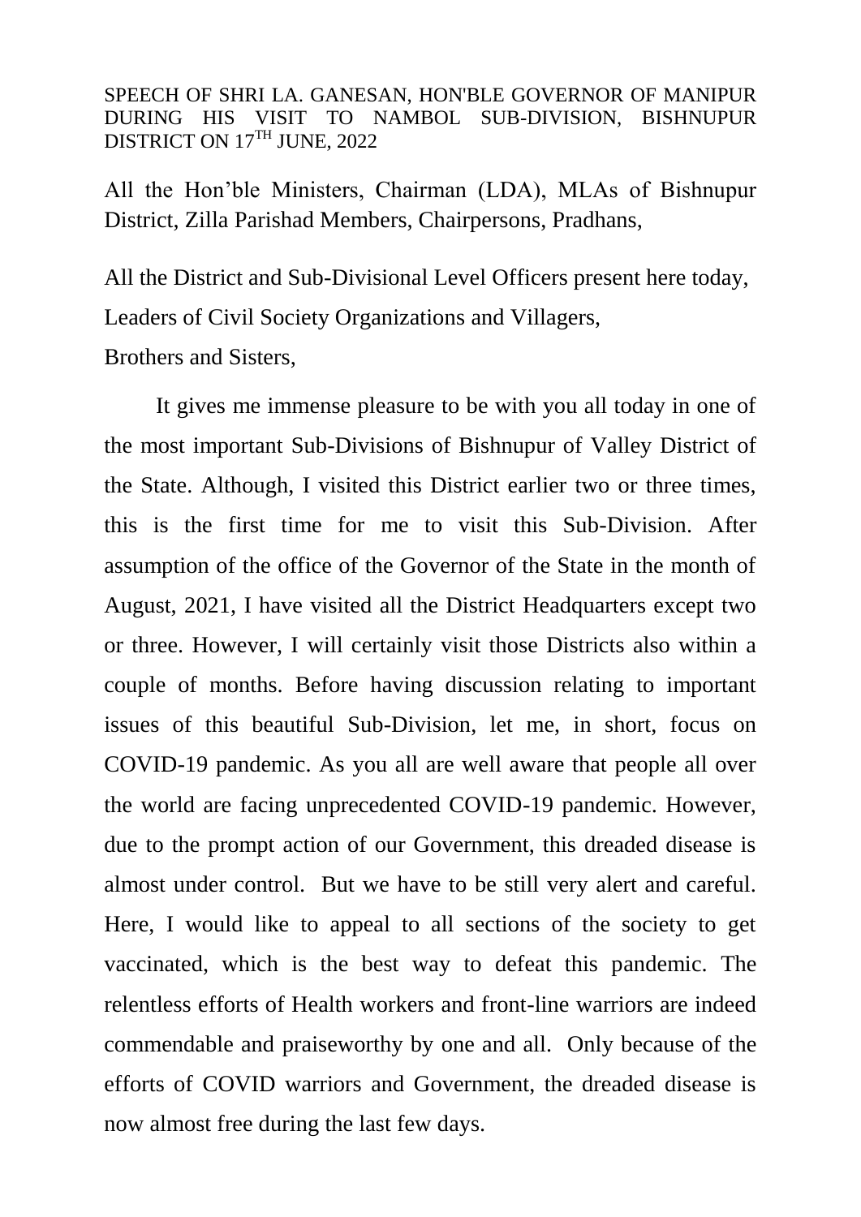SPEECH OF SHRI LA. GANESAN, HON'BLE GOVERNOR OF MANIPUR DURING HIS VISIT TO NAMBOL SUB-DIVISION, BISHNUPUR DISTRICT ON 17TH JUNE, 2022

All the Hon'ble Ministers, Chairman (LDA), MLAs of Bishnupur District, Zilla Parishad Members, Chairpersons, Pradhans,

All the District and Sub-Divisional Level Officers present here today,
Leaders of Civil Society Organizations and Villagers,
Brothers and Sisters,

It gives me immense pleasure to be with you all today in one of the most important Sub-Divisions of Bishnupur of Valley District of the State. Although, I visited this District earlier two or three times, this is the first time for me to visit this Sub-Division. After assumption of the office of the Governor of the State in the month of August, 2021, I have visited all the District Headquarters except two or three. However, I will certainly visit those Districts also within a couple of months. Before having discussion relating to important issues of this beautiful Sub-Division, let me, in short, focus on COVID-19 pandemic. As you all are well aware that people all over the world are facing unprecedented COVID-19 pandemic. However, due to the prompt action of our Government, this dreaded disease is almost under control. But we have to be still very alert and careful. Here, I would like to appeal to all sections of the society to get vaccinated, which is the best way to defeat this pandemic. The relentless efforts of Health workers and front-line warriors are indeed commendable and praiseworthy by one and all. Only because of the efforts of COVID warriors and Government, the dreaded disease is now almost free during the last few days.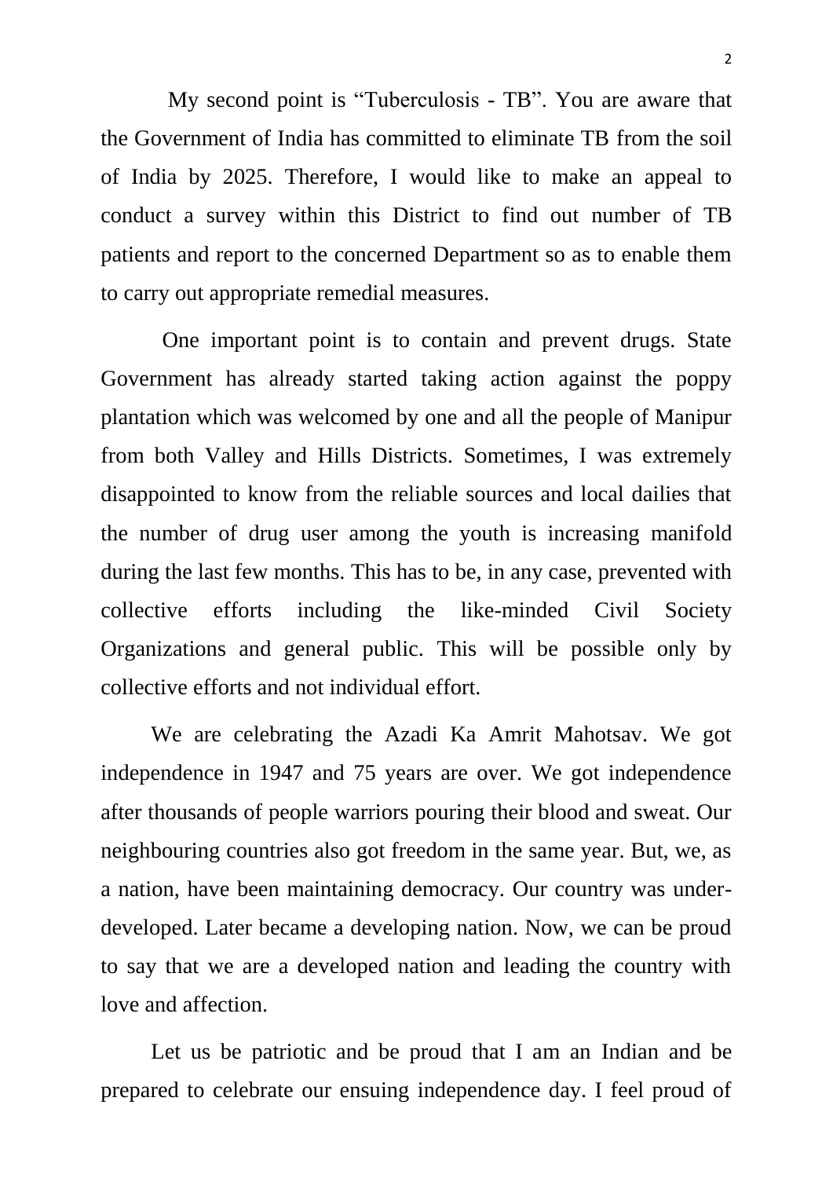My second point is “Tuberculosis - TB”. You are aware that the Government of India has committed to eliminate TB from the soil of India by 2025. Therefore, I would like to make an appeal to conduct a survey within this District to find out number of TB patients and report to the concerned Department so as to enable them to carry out appropriate remedial measures.

One important point is to contain and prevent drugs. State Government has already started taking action against the poppy plantation which was welcomed by one and all the people of Manipur from both Valley and Hills Districts. Sometimes, I was extremely disappointed to know from the reliable sources and local dailies that the number of drug user among the youth is increasing manifold during the last few months. This has to be, in any case, prevented with collective efforts including the like-minded Civil Society Organizations and general public. This will be possible only by collective efforts and not individual effort.

We are celebrating the Azadi Ka Amrit Mahotsav. We got independence in 1947 and 75 years are over. We got independence after thousands of people warriors pouring their blood and sweat. Our neighbouring countries also got freedom in the same year. But, we, as a nation, have been maintaining democracy. Our country was under-developed. Later became a developing nation. Now, we can be proud to say that we are a developed nation and leading the country with love and affection.

Let us be patriotic and be proud that I am an Indian and be prepared to celebrate our ensuing independence day. I feel proud of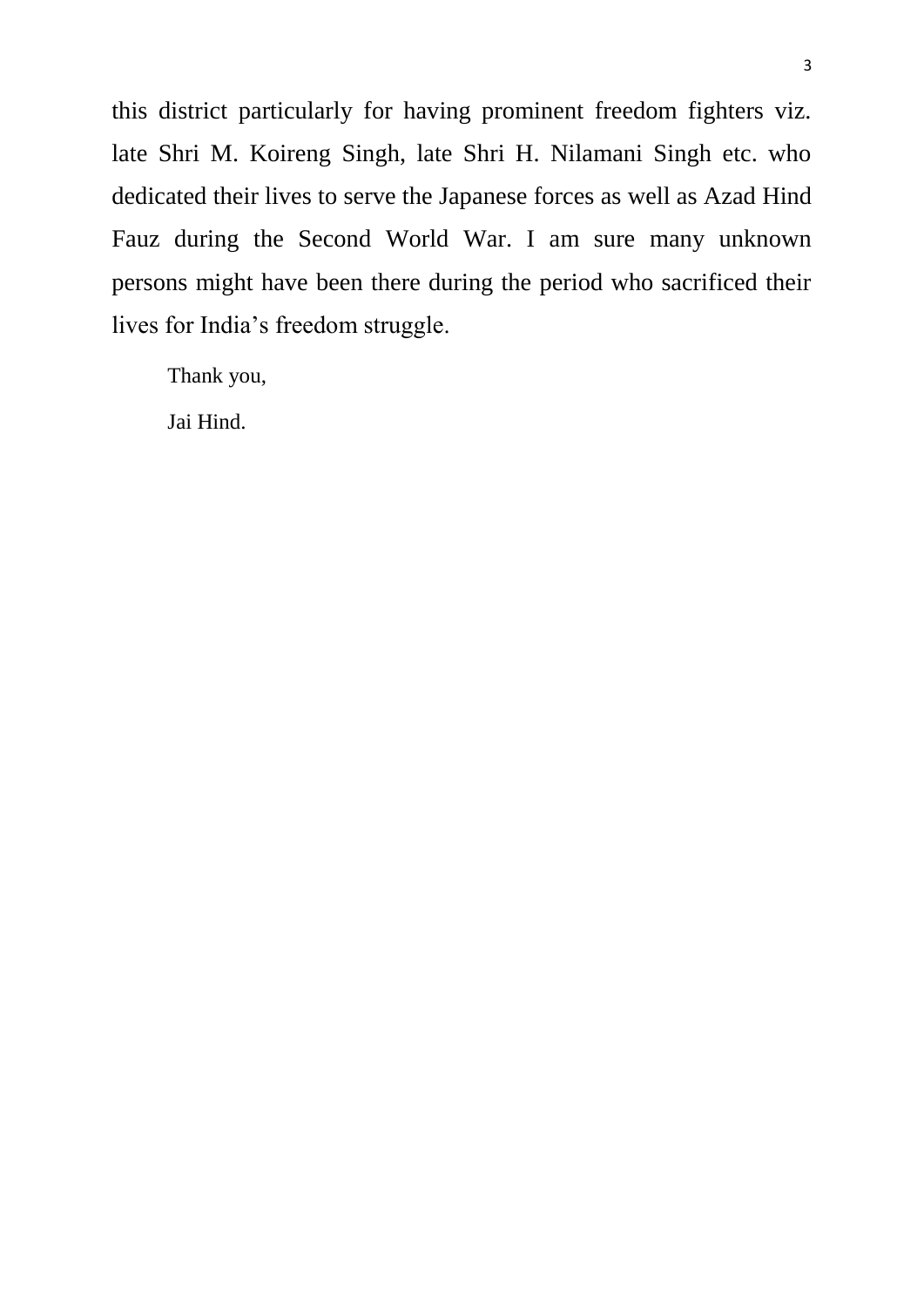this district particularly for having prominent freedom fighters viz. late Shri M. Koireng Singh, late Shri H. Nilamani Singh etc. who dedicated their lives to serve the Japanese forces as well as Azad Hind Fauz during the Second World War. I am sure many unknown persons might have been there during the period who sacrificed their lives for India's freedom struggle.

Thank you,

Jai Hind.